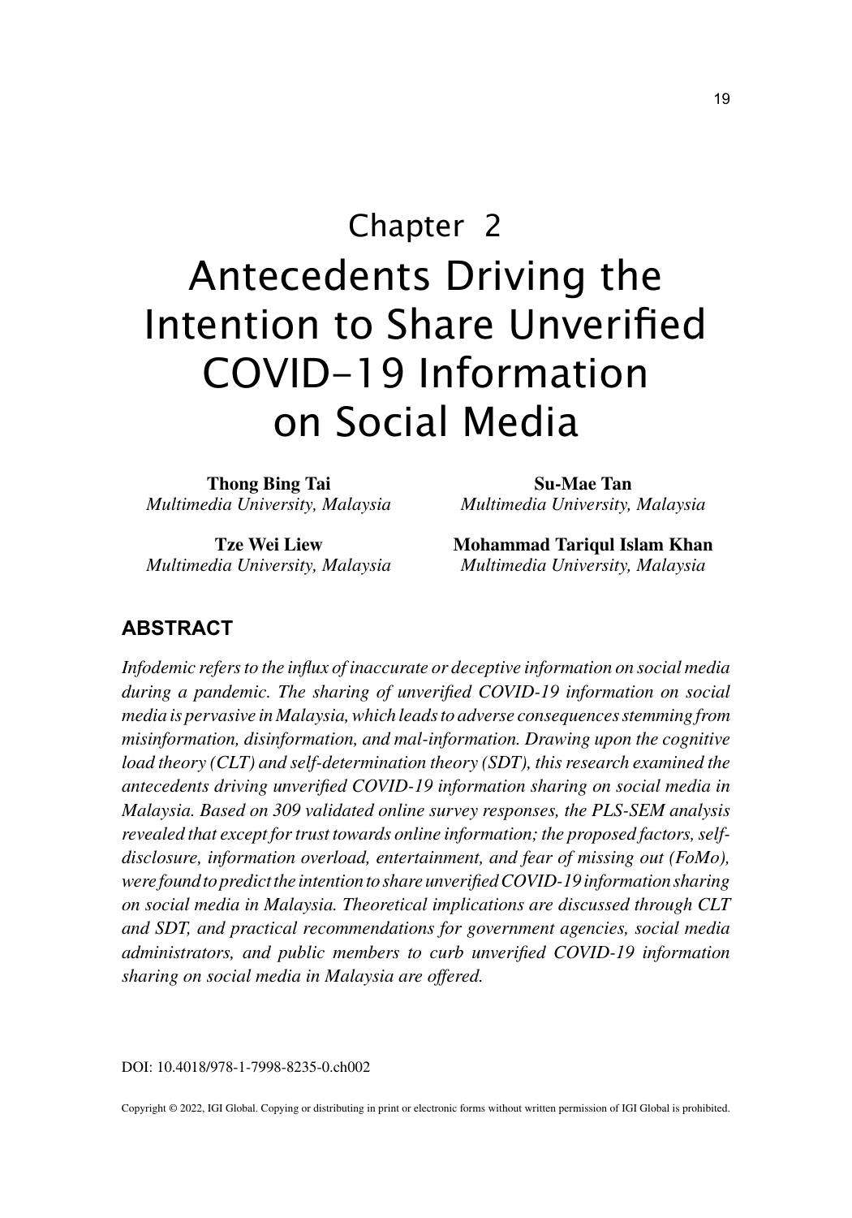Chapter 2

# Antecedents Driving the Intention to Share Unverified COVID-19 Information on Social Media

**Thong Bing Tai**
*Multimedia University, Malaysia*

**Su-Mae Tan**
*Multimedia University, Malaysia*

**Tze Wei Liew**
*Multimedia University, Malaysia*

**Mohammad Tariqul Islam Khan**
*Multimedia University, Malaysia*

## ABSTRACT

*Infodemic refers to the influx of inaccurate or deceptive information on social media during a pandemic. The sharing of unverified COVID-19 information on social media is pervasive in Malaysia, which leads to adverse consequences stemming from misinformation, disinformation, and mal-information. Drawing upon the cognitive load theory (CLT) and self-determination theory (SDT), this research examined the antecedents driving unverified COVID-19 information sharing on social media in Malaysia. Based on 309 validated online survey responses, the PLS-SEM analysis revealed that except for trust towards online information; the proposed factors, self-disclosure, information overload, entertainment, and fear of missing out (FoMo), were found to predict the intention to share unverified COVID-19 information sharing on social media in Malaysia. Theoretical implications are discussed through CLT and SDT, and practical recommendations for government agencies, social media administrators, and public members to curb unverified COVID-19 information sharing on social media in Malaysia are offered.*

DOI: 10.4018/978-1-7998-8235-0.ch002

Copyright © 2022, IGI Global. Copying or distributing in print or electronic forms without written permission of IGI Global is prohibited.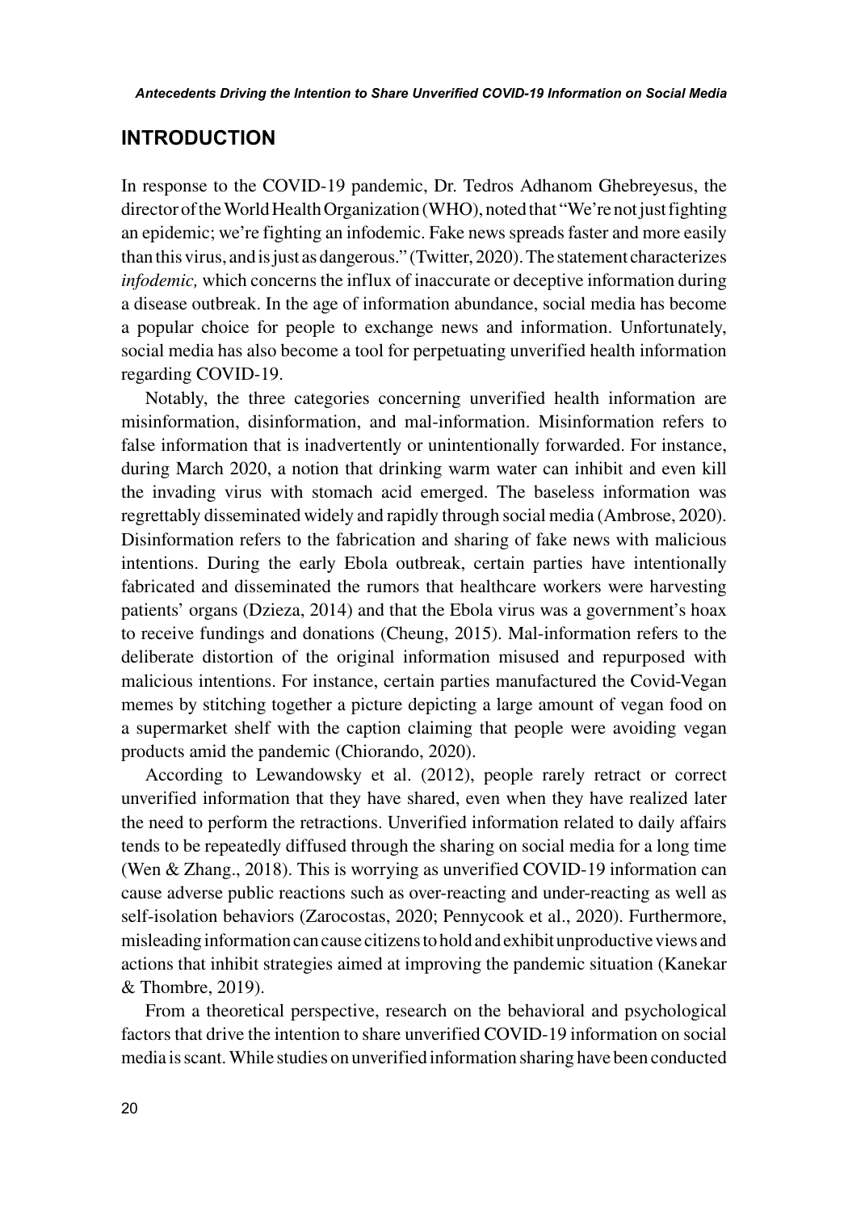## INTRODUCTION

In response to the COVID-19 pandemic, Dr. Tedros Adhanom Ghebreyesus, the director of the World Health Organization (WHO), noted that "We're not just fighting an epidemic; we're fighting an infodemic. Fake news spreads faster and more easily than this virus, and is just as dangerous." (Twitter, 2020). The statement characterizes *infodemic,* which concerns the influx of inaccurate or deceptive information during a disease outbreak. In the age of information abundance, social media has become a popular choice for people to exchange news and information. Unfortunately, social media has also become a tool for perpetuating unverified health information regarding COVID-19.

Notably, the three categories concerning unverified health information are misinformation, disinformation, and mal-information. Misinformation refers to false information that is inadvertently or unintentionally forwarded. For instance, during March 2020, a notion that drinking warm water can inhibit and even kill the invading virus with stomach acid emerged. The baseless information was regrettably disseminated widely and rapidly through social media (Ambrose, 2020). Disinformation refers to the fabrication and sharing of fake news with malicious intentions. During the early Ebola outbreak, certain parties have intentionally fabricated and disseminated the rumors that healthcare workers were harvesting patients' organs (Dzieza, 2014) and that the Ebola virus was a government's hoax to receive fundings and donations (Cheung, 2015). Mal-information refers to the deliberate distortion of the original information misused and repurposed with malicious intentions. For instance, certain parties manufactured the Covid-Vegan memes by stitching together a picture depicting a large amount of vegan food on a supermarket shelf with the caption claiming that people were avoiding vegan products amid the pandemic (Chiorando, 2020).

According to Lewandowsky et al. (2012), people rarely retract or correct unverified information that they have shared, even when they have realized later the need to perform the retractions. Unverified information related to daily affairs tends to be repeatedly diffused through the sharing on social media for a long time (Wen & Zhang., 2018). This is worrying as unverified COVID-19 information can cause adverse public reactions such as over-reacting and under-reacting as well as self-isolation behaviors (Zarocostas, 2020; Pennycook et al., 2020). Furthermore, misleading information can cause citizens to hold and exhibit unproductive views and actions that inhibit strategies aimed at improving the pandemic situation (Kanekar & Thombre, 2019).

From a theoretical perspective, research on the behavioral and psychological factors that drive the intention to share unverified COVID-19 information on social media is scant. While studies on unverified information sharing have been conducted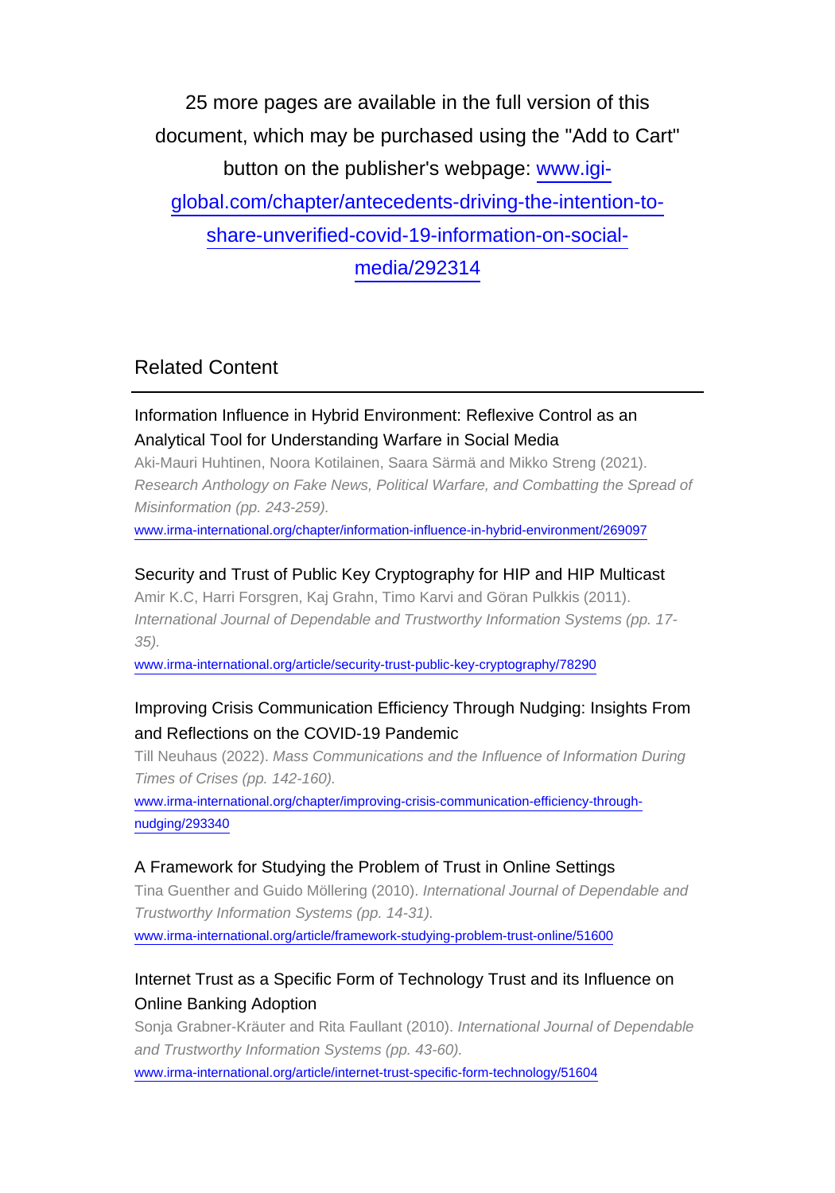25 more pages are available in the full version of this document, which may be purchased using the "Add to Cart" button on the publisher's webpage: [www.igi-global.com/chapter/antecedents-driving-the-intention-to-share-unverified-covid-19-information-on-social-media/292314](www.igi-global.com/chapter/antecedents-driving-the-intention-to-share-unverified-covid-19-information-on-social-media/292314)

## Related Content

**Information Influence in Hybrid Environment: Reflexive Control as an Analytical Tool for Understanding Warfare in Social Media**
Aki-Mauri Huhtinen, Noora Kotilainen, Saara Särmä and Mikko Streng (2021). *Research Anthology on Fake News, Political Warfare, and Combatting the Spread of Misinformation (pp. 243-259).*
[www.irma-international.org/chapter/information-influence-in-hybrid-environment/269097](www.irma-international.org/chapter/information-influence-in-hybrid-environment/269097)

**Security and Trust of Public Key Cryptography for HIP and HIP Multicast**
Amir K.C, Harri Forsgren, Kaj Grahn, Timo Karvi and Göran Pulkkis (2011). *International Journal of Dependable and Trustworthy Information Systems (pp. 17-35).*
[www.irma-international.org/article/security-trust-public-key-cryptography/78290](www.irma-international.org/article/security-trust-public-key-cryptography/78290)

**Improving Crisis Communication Efficiency Through Nudging: Insights From and Reflections on the COVID-19 Pandemic**
Till Neuhaus (2022). *Mass Communications and the Influence of Information During Times of Crises (pp. 142-160).*
[www.irma-international.org/chapter/improving-crisis-communication-efficiency-through-nudging/293340](www.irma-international.org/chapter/improving-crisis-communication-efficiency-through-nudging/293340)

**A Framework for Studying the Problem of Trust in Online Settings**
Tina Guenther and Guido Möllering (2010). *International Journal of Dependable and Trustworthy Information Systems (pp. 14-31).*
[www.irma-international.org/article/framework-studying-problem-trust-online/51600](www.irma-international.org/article/framework-studying-problem-trust-online/51600)

**Internet Trust as a Specific Form of Technology Trust and its Influence on Online Banking Adoption**
Sonja Grabner-Kräuter and Rita Faullant (2010). *International Journal of Dependable and Trustworthy Information Systems (pp. 43-60).*
[www.irma-international.org/article/internet-trust-specific-form-technology/51604](www.irma-international.org/article/internet-trust-specific-form-technology/51604)